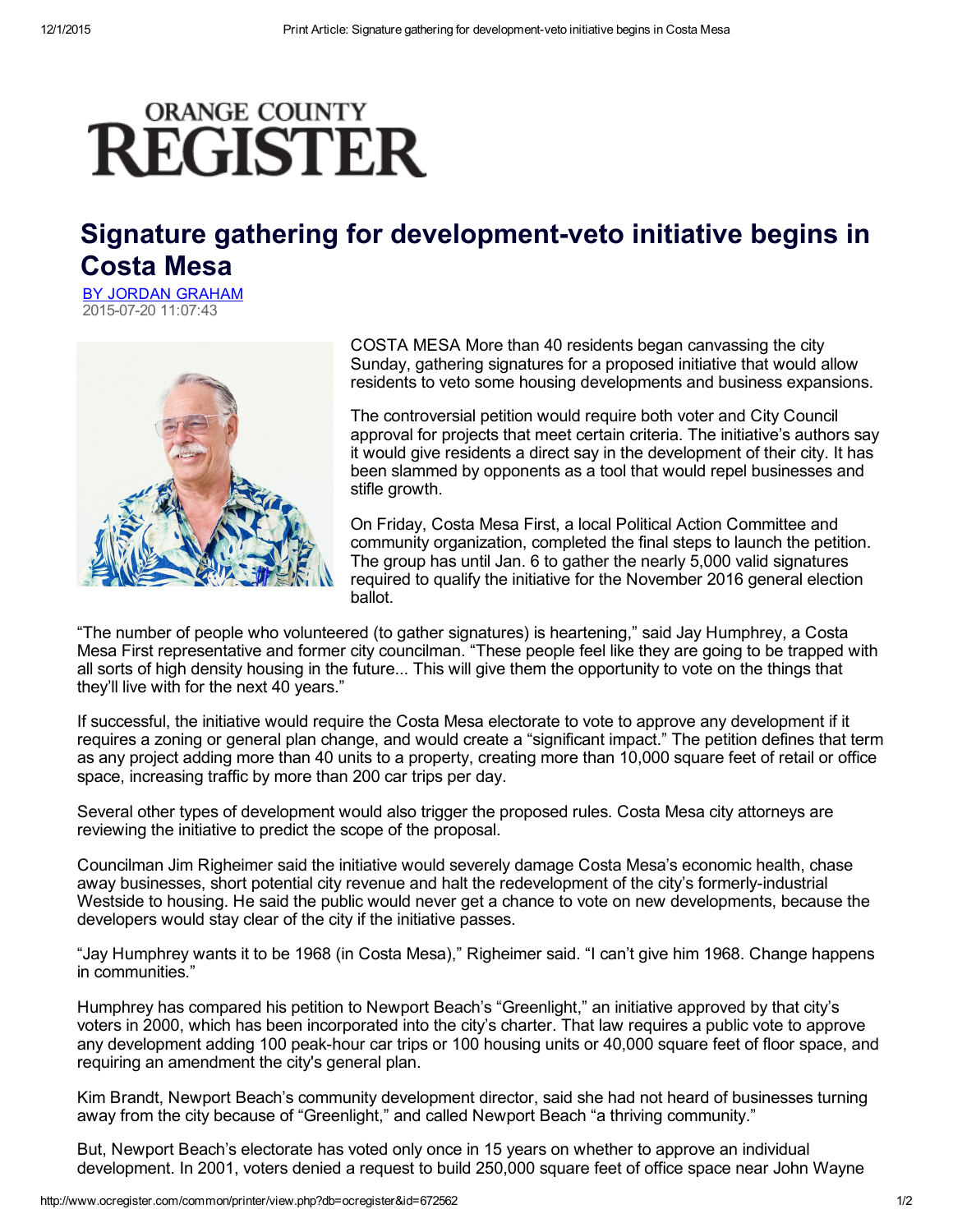ORANGE COUNTY REGISTER

# Signature gathering for development-veto initiative begins in Costa Mesa

BY JORDAN GRAHAM
2015-07-20 11:07:43

COSTA MESA More than 40 residents began canvassing the city Sunday, gathering signatures for a proposed initiative that would allow residents to veto some housing developments and business expansions.

The controversial petition would require both voter and City Council approval for projects that meet certain criteria. The initiative's authors say it would give residents a direct say in the development of their city. It has been slammed by opponents as a tool that would repel businesses and stifle growth.

On Friday, Costa Mesa First, a local Political Action Committee and community organization, completed the final steps to launch the petition. The group has until Jan. 6 to gather the nearly 5,000 valid signatures required to qualify the initiative for the November 2016 general election ballot.

"The number of people who volunteered (to gather signatures) is heartening," said Jay Humphrey, a Costa Mesa First representative and former city councilman. "These people feel like they are going to be trapped with all sorts of high density housing in the future... This will give them the opportunity to vote on the things that they'll live with for the next 40 years."

If successful, the initiative would require the Costa Mesa electorate to vote to approve any development if it requires a zoning or general plan change, and would create a "significant impact." The petition defines that term as any project adding more than 40 units to a property, creating more than 10,000 square feet of retail or office space, increasing traffic by more than 200 car trips per day.

Several other types of development would also trigger the proposed rules. Costa Mesa city attorneys are reviewing the initiative to predict the scope of the proposal.

Councilman Jim Righeimer said the initiative would severely damage Costa Mesa's economic health, chase away businesses, short potential city revenue and halt the redevelopment of the city's formerly-industrial Westside to housing. He said the public would never get a chance to vote on new developments, because the developers would stay clear of the city if the initiative passes.

"Jay Humphrey wants it to be 1968 (in Costa Mesa)," Righeimer said. "I can't give him 1968. Change happens in communities."

Humphrey has compared his petition to Newport Beach's "Greenlight," an initiative approved by that city's voters in 2000, which has been incorporated into the city's charter. That law requires a public vote to approve any development adding 100 peak-hour car trips or 100 housing units or 40,000 square feet of floor space, and requiring an amendment the city's general plan.

Kim Brandt, Newport Beach's community development director, said she had not heard of businesses turning away from the city because of "Greenlight," and called Newport Beach "a thriving community."

But, Newport Beach's electorate has voted only once in 15 years on whether to approve an individual development. In 2001, voters denied a request to build 250,000 square feet of office space near John Wayne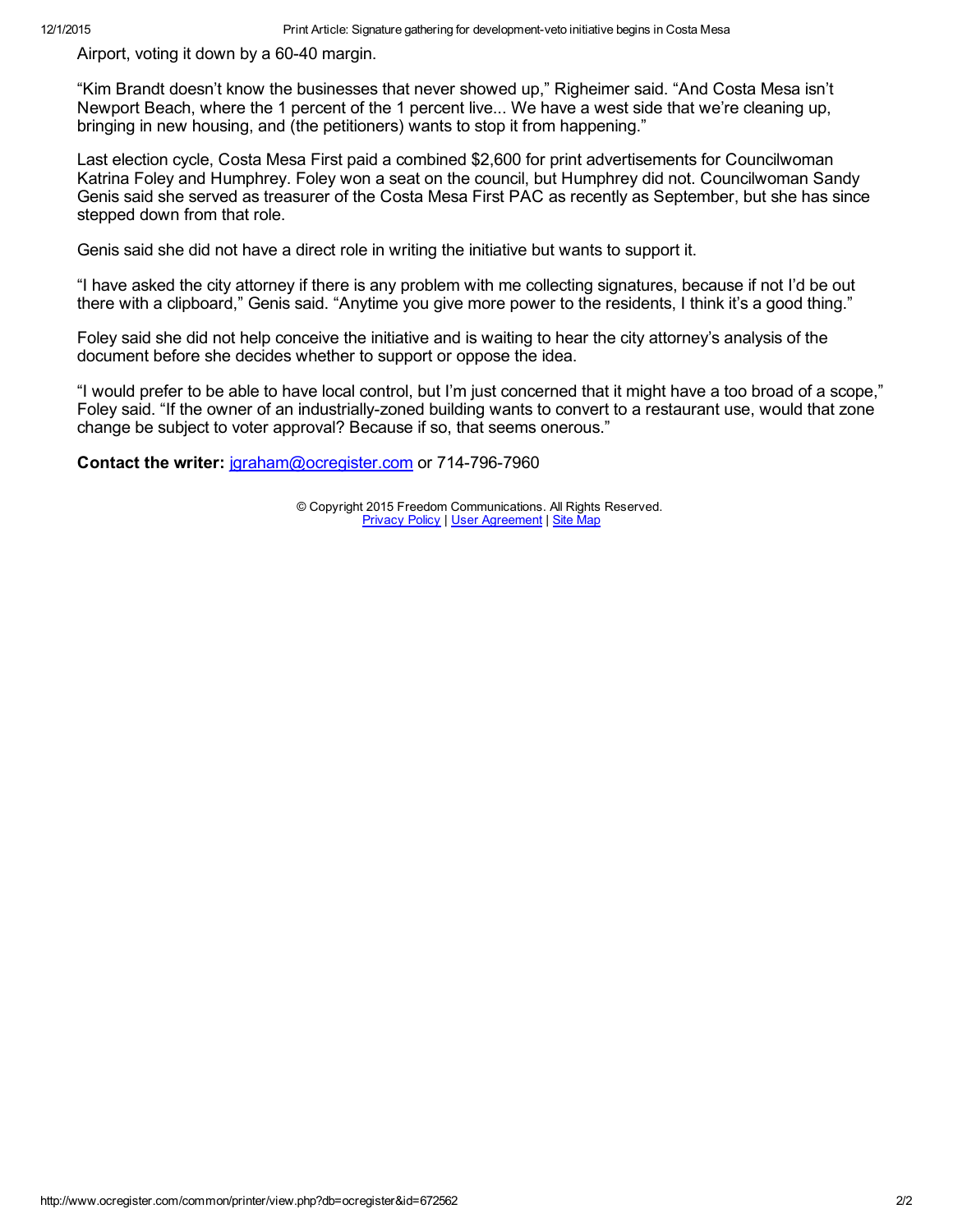Airport, voting it down by a 60-40 margin.

"Kim Brandt doesn't know the businesses that never showed up," Righeimer said. "And Costa Mesa isn't Newport Beach, where the 1 percent of the 1 percent live... We have a west side that we're cleaning up, bringing in new housing, and (the petitioners) wants to stop it from happening."

Last election cycle, Costa Mesa First paid a combined $2,600 for print advertisements for Councilwoman Katrina Foley and Humphrey. Foley won a seat on the council, but Humphrey did not. Councilwoman Sandy Genis said she served as treasurer of the Costa Mesa First PAC as recently as September, but she has since stepped down from that role.

Genis said she did not have a direct role in writing the initiative but wants to support it.

"I have asked the city attorney if there is any problem with me collecting signatures, because if not I'd be out there with a clipboard," Genis said. "Anytime you give more power to the residents, I think it's a good thing."

Foley said she did not help conceive the initiative and is waiting to hear the city attorney's analysis of the document before she decides whether to support or oppose the idea.

"I would prefer to be able to have local control, but I'm just concerned that it might have a too broad of a scope," Foley said. "If the owner of an industrially-zoned building wants to convert to a restaurant use, would that zone change be subject to voter approval? Because if so, that seems onerous."

**Contact the writer:** jgraham@ocregister.com or 714-796-7960

© Copyright 2015 Freedom Communications. All Rights Reserved.
Privacy Policy | User Agreement | Site Map